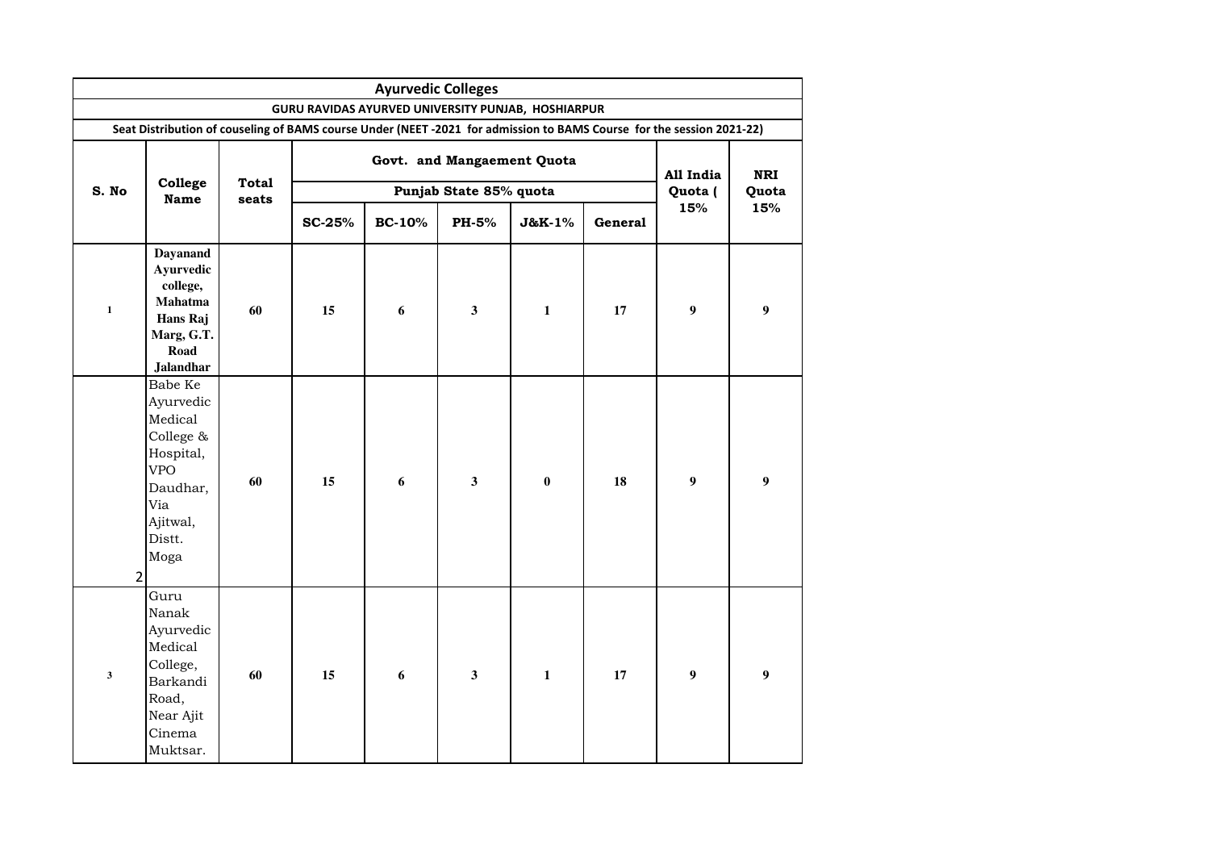| Ayurvedic Colleges | | | | | | | | | |
|---|---|---|---|---|---|---|---|---|---|
| GURU RAVIDAS AYURVED UNIVERSITY PUNJAB, HOSHIARPUR | | | | | | | | | |
| Seat Distribution of couseling of BAMS course Under (NEET -2021 for admission to BAMS Course for the session 2021-22) | | | | | | | | | |
| S. No | College Name | Total seats | Govt. and Mangaement Quota | | | | | All India Quota ( 15% | NRI Quota 15% |
| | | | Punjab State 85% quota | | | | | | |
| | | | SC-25% | BC-10% | PH-5% | J&K-1% | General | | |
| 1 | **Dayanand Ayurvedic college, Mahatma Hans Raj Marg, G.T. Road Jalandhar** | 60 | 15 | 6 | 3 | 1 | 17 | 9 | 9 |
| 2 | Babe Ke Ayurvedic Medical College & Hospital, VPO Daudhar, Via Ajitwal, Distt. Moga | 60 | 15 | 6 | 3 | 0 | 18 | 9 | 9 |
| 3 | Guru Nanak Ayurvedic Medical College, Barkandi Road, Near Ajit Cinema Muktsar. | 60 | 15 | 6 | 3 | 1 | 17 | 9 | 9 |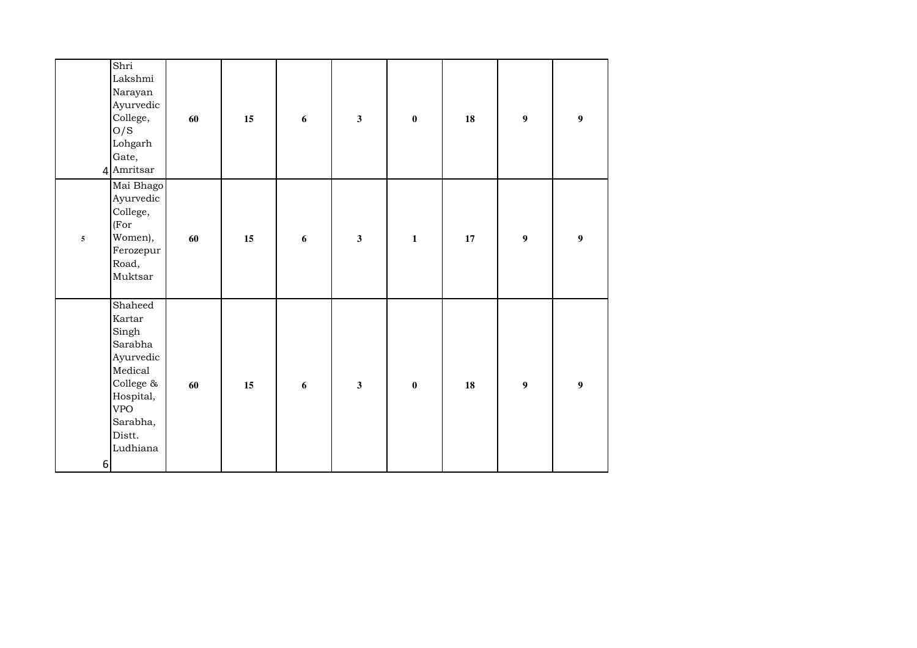| | | | | | | | | | |
|---|---|---|---|---|---|---|---|---|---|
| 4 | Shri Lakshmi Narayan Ayurvedic College, O/S Lohgarh Gate, Amritsar | 60 | 15 | 6 | 3 | 0 | 18 | 9 | 9 |
| 5 | Mai Bhago Ayurvedic College, (For Women), Ferozepur Road, Muktsar | 60 | 15 | 6 | 3 | 1 | 17 | 9 | 9 |
| 6 | Shaheed Kartar Singh Sarabha Ayurvedic Medical College & Hospital, VPO Sarabha, Distt. Ludhiana | 60 | 15 | 6 | 3 | 0 | 18 | 9 | 9 |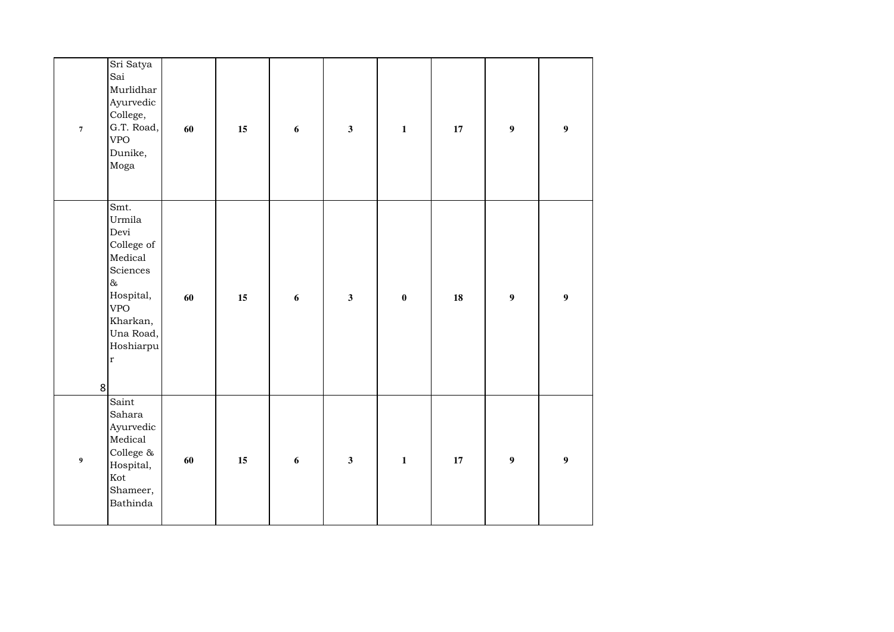| | | | | | | | | | |
|---|---|---|---|---|---|---|---|---|---|
| 7 | Sri Satya Sai Murlidhar Ayurvedic College, G.T. Road, VPO Dunike, Moga | 60 | 15 | 6 | 3 | 1 | 17 | 9 | 9 |
| 8 | Smt. Urmila Devi College of Medical Sciences & Hospital, VPO Kharkan, Una Road, Hoshiarpur | 60 | 15 | 6 | 3 | 0 | 18 | 9 | 9 |
| 9 | Saint Sahara Ayurvedic Medical College & Hospital, Kot Shameer, Bathinda | 60 | 15 | 6 | 3 | 1 | 17 | 9 | 9 |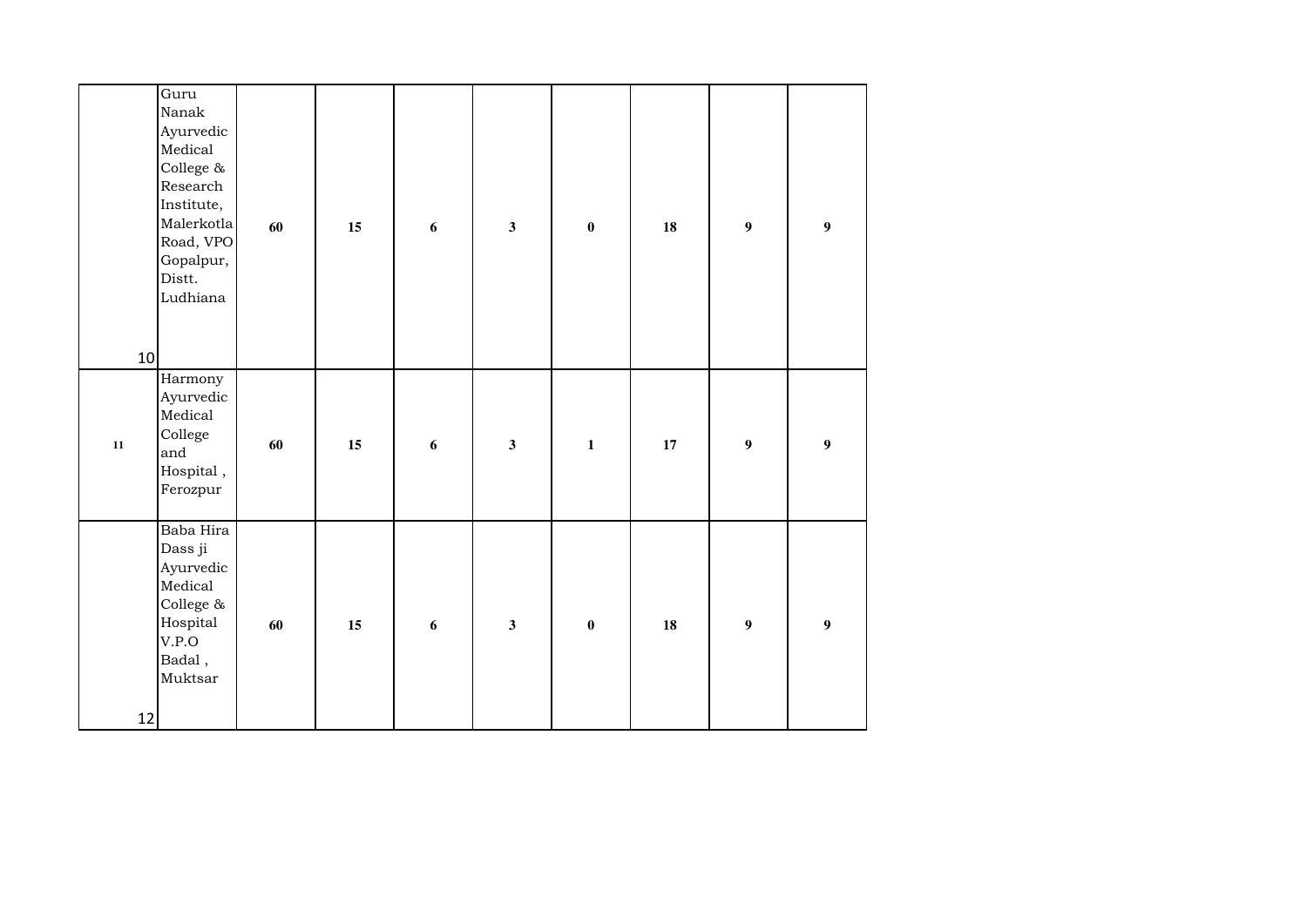| | | | | | | | | | |
|---|---|---|---|---|---|---|---|---|---|
| 10 | Guru Nanak Ayurvedic Medical College & Research Institute, Malerkotla Road, VPO Gopalpur, Distt. Ludhiana | 60 | 15 | 6 | 3 | 0 | 18 | 9 | 9 |
| 11 | Harmony Ayurvedic Medical College and Hospital , Ferozpur | 60 | 15 | 6 | 3 | 1 | 17 | 9 | 9 |
| 12 | Baba Hira Dass ji Ayurvedic Medical College & Hospital V.P.O Badal , Muktsar | 60 | 15 | 6 | 3 | 0 | 18 | 9 | 9 |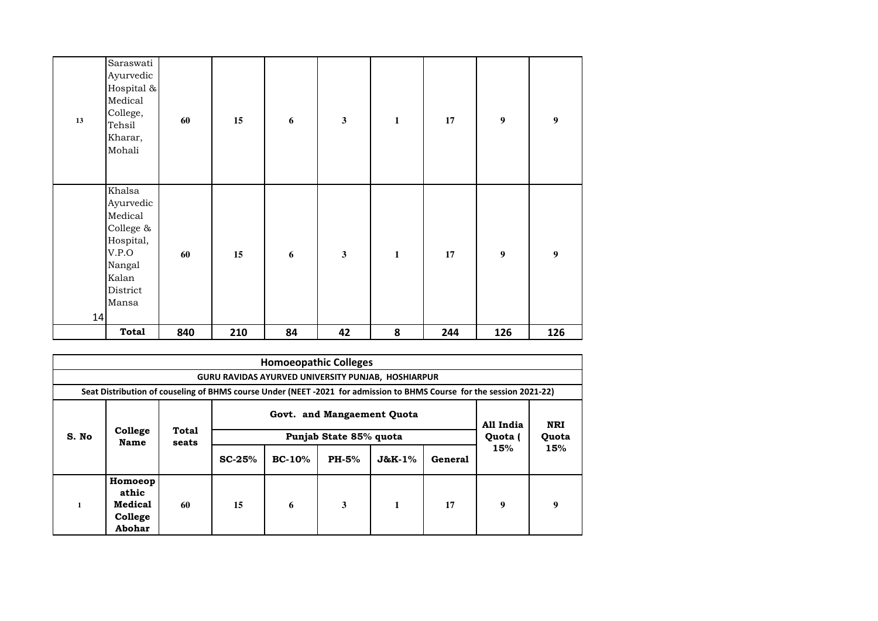| | | | | | | | | | |
|---|---|---|---|---|---|---|---|---|---|
| 13 | Saraswati Ayurvedic Hospital & Medical College, Tehsil Kharar, Mohali | 60 | 15 | 6 | 3 | 1 | 17 | 9 | 9 |
| 14 | Khalsa Ayurvedic Medical College & Hospital, V.P.O Nangal Kalan District Mansa | 60 | 15 | 6 | 3 | 1 | 17 | 9 | 9 |
| | **Total** | **840** | **210** | **84** | **42** | **8** | **244** | **126** | **126** |

## Homoeopathic Colleges

### GURU RAVIDAS AYURVED UNIVERSITY PUNJAB, HOSHIARPUR

**Seat Distribution of couseling of BHMS course Under (NEET -2021 for admission to BHMS Course for the session 2021-22)**

| S. No | College Name | Total seats | Govt. and Mangaement Quota | | | | | All India Quota ( 15% | NRI Quota 15% |
|---|---|---|---|---|---|---|---|---|---|
| | | | Punjab State 85% quota | | | | | | |
| | | | SC-25% | BC-10% | PH-5% | J&K-1% | General | | |
| 1 | **Homoeopathic Medical College Abohar** | 60 | 15 | 6 | 3 | 1 | 17 | 9 | 9 |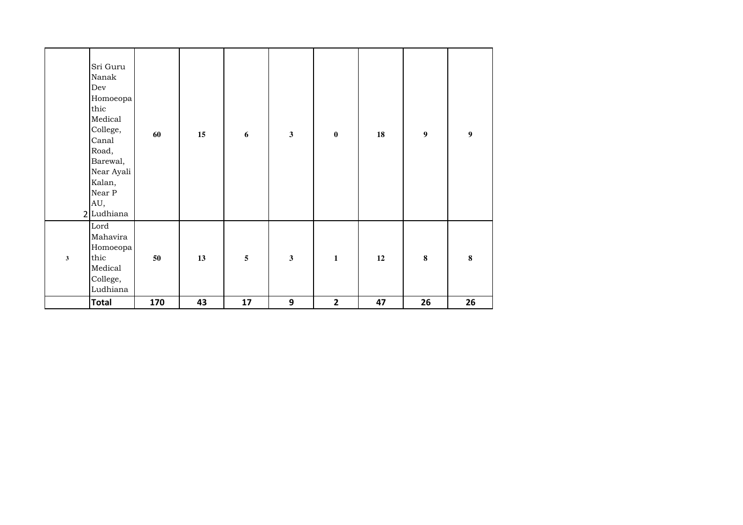| | | | | | | | | |
|---|---|---|---|---|---|---|---|---|
| 2 | Sri Guru Nanak Dev Homoeopathic Medical College, Canal Road, Barewal, Near Ayali Kalan, Near P AU, Ludhiana | **60** | **15** | **6** | **3** | **0** | **18** | **9** | **9** |
| **3** | Lord Mahavira Homoeopathic Medical College, Ludhiana | **50** | **13** | **5** | **3** | **1** | **12** | **8** | **8** |
| | **Total** | **170** | **43** | **17** | **9** | **2** | **47** | **26** | **26** |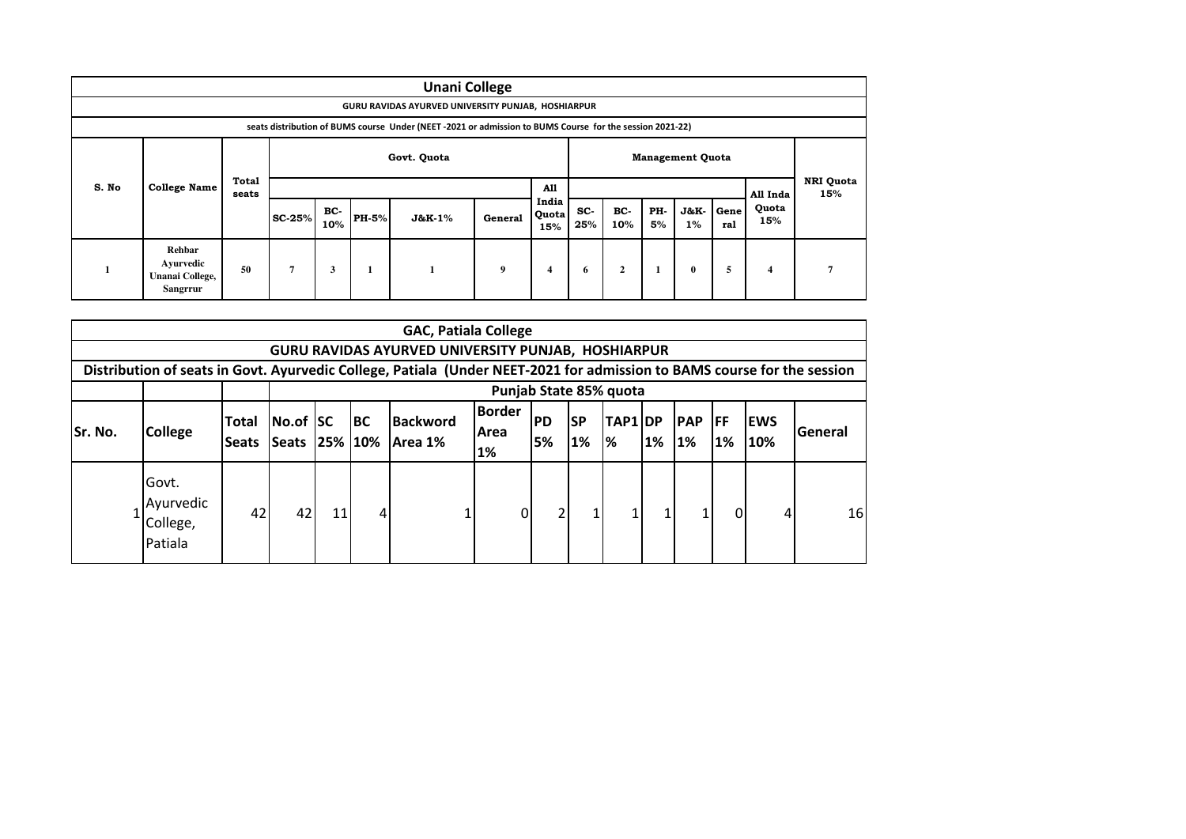| Unani College | | | | | | | | | | | | | | | |
|---|---|---|---|---|---|---|---|---|---|---|---|---|---|---|---|
| GURU RAVIDAS AYURVED UNIVERSITY PUNJAB, HOSHIARPUR | | | | | | | | | | | | | | | |
| seats distribution of BUMS course Under (NEET -2021 or admission to BUMS Course for the session 2021-22) | | | | | | | | | | | | | | | |
| S. No | College Name | Total seats | Govt. Quota | | | | | | Management Quota | | | | | | NRI Quota 15% |
| | | | | | | | | All India Quota 15% | | | | | | All Inda Quota 15% | |
| | | | SC-25% | BC-10% | PH-5% | J&K-1% | General | | SC-25% | BC-10% | PH-5% | J&K-1% | General | | |
| 1 | Rehbar Ayurvedic Unanai College, Sangrrur | 50 | 7 | 3 | 1 | 1 | 9 | 4 | 6 | 2 | 1 | 0 | 5 | 4 | 7 |

| GAC, Patiala College | | | | | | | | | | | | | | | |
|---|---|---|---|---|---|---|---|---|---|---|---|---|---|---|---|
| GURU RAVIDAS AYURVED UNIVERSITY PUNJAB, HOSHIARPUR | | | | | | | | | | | | | | | |
| Distribution of seats in Govt. Ayurvedic College, Patiala (Under NEET-2021 for admission to BAMS course for the session | | | | | | | | | | | | | | | |
| | | | Punjab State 85% quota | | | | | | | | | | | | |
| Sr. No. | College | Total Seats | No.of Seats | SC 25% | BC 10% | Backword Area 1% | Border Area 1% | PD 5% | SP 1% | TAP1% | DP 1% | PAP 1% | FF 1% | EWS 10% | General |
| 1 | Govt. Ayurvedic College, Patiala | 42 | 42 | 11 | 4 | 1 | 0 | 2 | 1 | 1 | 1 | 1 | 0 | 4 | 16 |